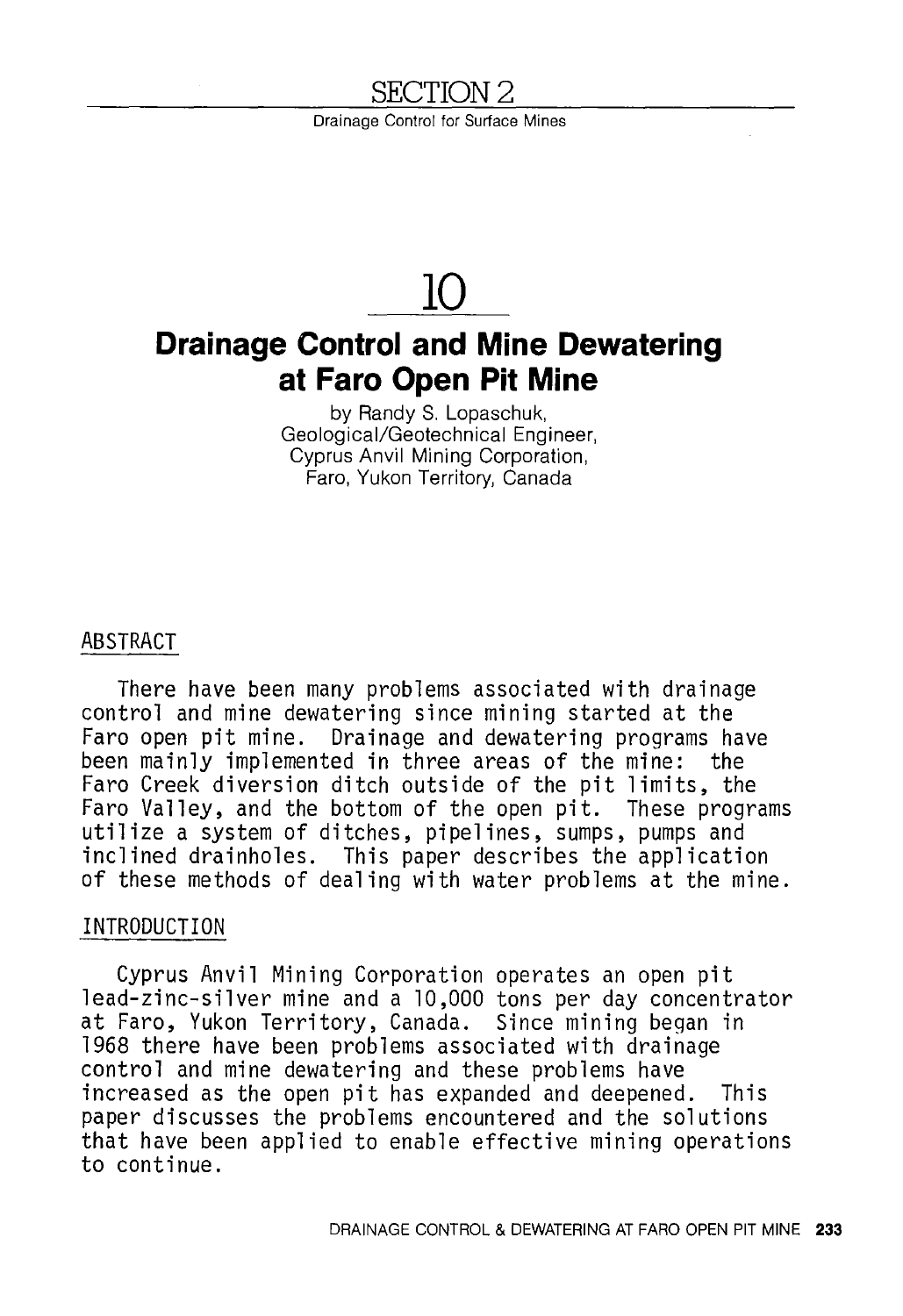# SECTION 2

Drainage Control for Surface Mines

# 10

## Drainage Control and Mine Dewatering at Faro Open Pit Mine

by Randy S. Lopaschuk,
Geological/Geotechnical Engineer,
Cyprus Anvil Mining Corporation,
Faro, Yukon Territory, Canada

### ABSTRACT

There have been many problems associated with drainage control and mine dewatering since mining started at the Faro open pit mine. Drainage and dewatering programs have been mainly implemented in three areas of the mine: the Faro Creek diversion ditch outside of the pit limits, the Faro Valley, and the bottom of the open pit. These programs utilize a system of ditches, pipelines, sumps, pumps and inclined drainholes. This paper describes the application of these methods of dealing with water problems at the mine.

### INTRODUCTION

Cyprus Anvil Mining Corporation operates an open pit lead-zinc-silver mine and a 10,000 tons per day concentrator at Faro, Yukon Territory, Canada. Since mining began in 1968 there have been problems associated with drainage control and mine dewatering and these problems have increased as the open pit has expanded and deepened. This paper discusses the problems encountered and the solutions that have been applied to enable effective mining operations to continue.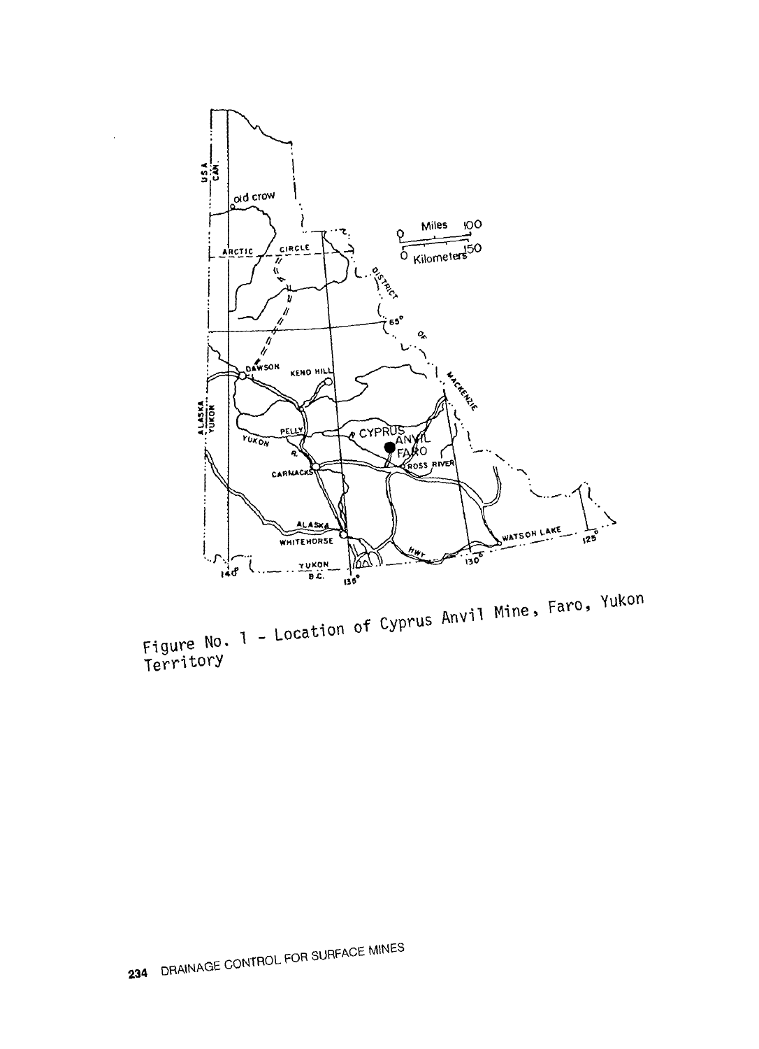Figure No. 1 - Location of Cyprus Anvil Mine, Faro, Yukon Territory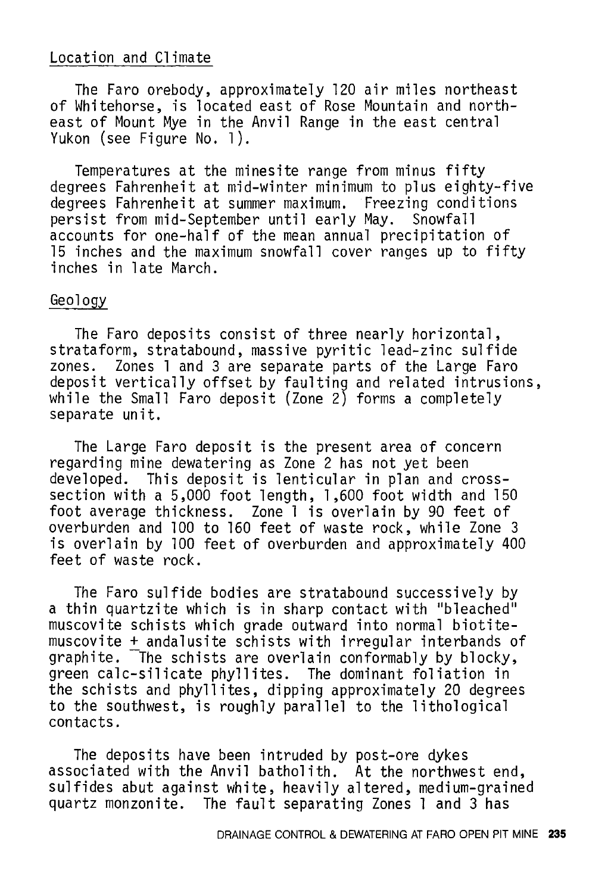## Location and Climate

The Faro orebody, approximately 120 air miles northeast of Whitehorse, is located east of Rose Mountain and northeast of Mount Mye in the Anvil Range in the east central Yukon (see Figure No. 1).

Temperatures at the minesite range from minus fifty degrees Fahrenheit at mid-winter minimum to plus eighty-five degrees Fahrenheit at summer maximum. Freezing conditions persist from mid-September until early May. Snowfall accounts for one-half of the mean annual precipitation of 15 inches and the maximum snowfall cover ranges up to fifty inches in late March.

## Geology

The Faro deposits consist of three nearly horizontal, strataform, stratabound, massive pyritic lead-zinc sulfide zones. Zones 1 and 3 are separate parts of the Large Faro deposit vertically offset by faulting and related intrusions, while the Small Faro deposit (Zone 2) forms a completely separate unit.

The Large Faro deposit is the present area of concern regarding mine dewatering as Zone 2 has not yet been developed. This deposit is lenticular in plan and cross-section with a 5,000 foot length, 1,600 foot width and 150 foot average thickness. Zone 1 is overlain by 90 feet of overburden and 100 to 160 feet of waste rock, while Zone 3 is overlain by 100 feet of overburden and approximately 400 feet of waste rock.

The Faro sulfide bodies are stratabound successively by a thin quartzite which is in sharp contact with "bleached" muscovite schists which grade outward into normal biotite-muscovite ± andalusite schists with irregular interbands of graphite. The schists are overlain conformably by blocky, green calc-silicate phyllites. The dominant foliation in the schists and phyllites, dipping approximately 20 degrees to the southwest, is roughly parallel to the lithological contacts.

The deposits have been intruded by post-ore dykes associated with the Anvil batholith. At the northwest end, sulfides abut against white, heavily altered, medium-grained quartz monzonite. The fault separating Zones 1 and 3 has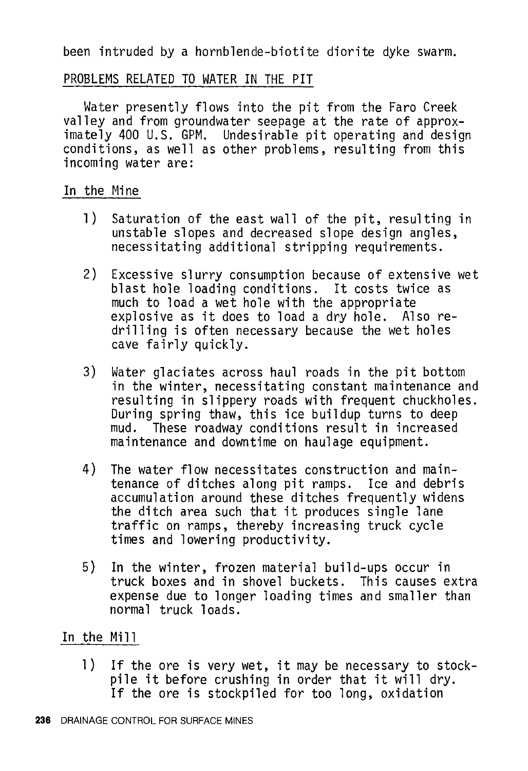been intruded by a hornblende-biotite diorite dyke swarm.

## PROBLEMS RELATED TO WATER IN THE PIT

Water presently flows into the pit from the Faro Creek valley and from groundwater seepage at the rate of approximately 400 U.S. GPM. Undesirable pit operating and design conditions, as well as other problems, resulting from this incoming water are:

### In the Mine

1) Saturation of the east wall of the pit, resulting in unstable slopes and decreased slope design angles, necessitating additional stripping requirements.

2) Excessive slurry consumption because of extensive wet blast hole loading conditions. It costs twice as much to load a wet hole with the appropriate explosive as it does to load a dry hole. Also redrilling is often necessary because the wet holes cave fairly quickly.

3) Water glaciates across haul roads in the pit bottom in the winter, necessitating constant maintenance and resulting in slippery roads with frequent chuckholes. During spring thaw, this ice buildup turns to deep mud. These roadway conditions result in increased maintenance and downtime on haulage equipment.

4) The water flow necessitates construction and maintenance of ditches along pit ramps. Ice and debris accumulation around these ditches frequently widens the ditch area such that it produces single lane traffic on ramps, thereby increasing truck cycle times and lowering productivity.

5) In the winter, frozen material build-ups occur in truck boxes and in shovel buckets. This causes extra expense due to longer loading times and smaller than normal truck loads.

### In the Mill

1) If the ore is very wet, it may be necessary to stockpile it before crushing in order that it will dry. If the ore is stockpiled for too long, oxidation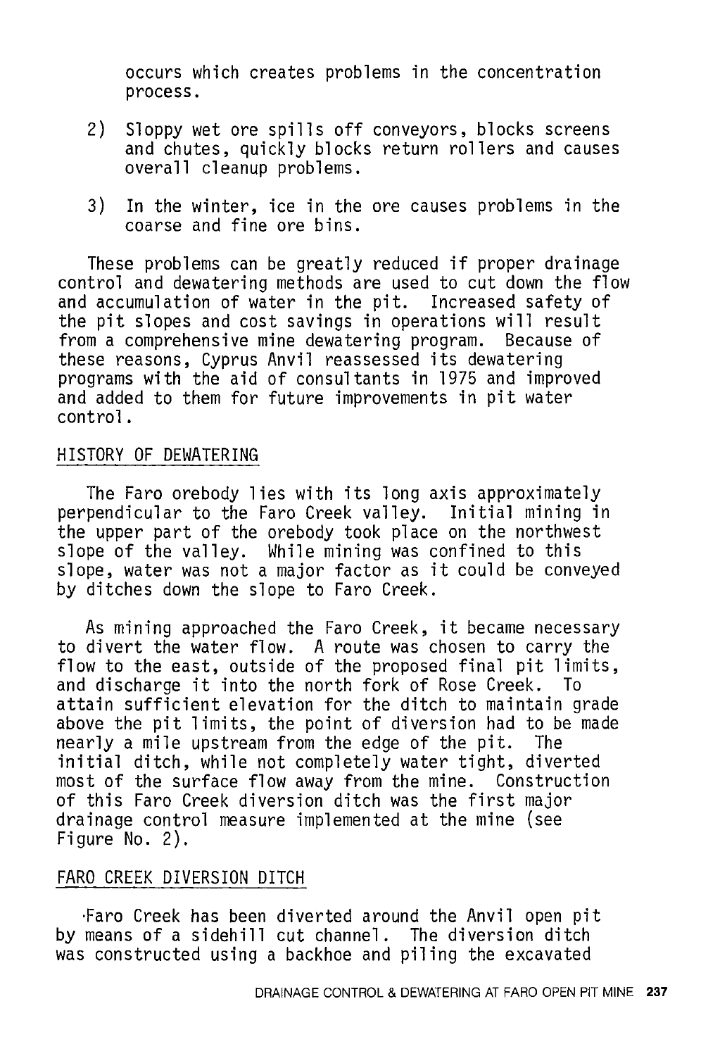occurs which creates problems in the concentration process.

2) Sloppy wet ore spills off conveyors, blocks screens and chutes, quickly blocks return rollers and causes overall cleanup problems.

3) In the winter, ice in the ore causes problems in the coarse and fine ore bins.

These problems can be greatly reduced if proper drainage control and dewatering methods are used to cut down the flow and accumulation of water in the pit. Increased safety of the pit slopes and cost savings in operations will result from a comprehensive mine dewatering program. Because of these reasons, Cyprus Anvil reassessed its dewatering programs with the aid of consultants in 1975 and improved and added to them for future improvements in pit water control.

## HISTORY OF DEWATERING

The Faro orebody lies with its long axis approximately perpendicular to the Faro Creek valley. Initial mining in the upper part of the orebody took place on the northwest slope of the valley. While mining was confined to this slope, water was not a major factor as it could be conveyed by ditches down the slope to Faro Creek.

As mining approached the Faro Creek, it became necessary to divert the water flow. A route was chosen to carry the flow to the east, outside of the proposed final pit limits, and discharge it into the north fork of Rose Creek. To attain sufficient elevation for the ditch to maintain grade above the pit limits, the point of diversion had to be made nearly a mile upstream from the edge of the pit. The initial ditch, while not completely water tight, diverted most of the surface flow away from the mine. Construction of this Faro Creek diversion ditch was the first major drainage control measure implemented at the mine (see Figure No. 2).

## FARO CREEK DIVERSION DITCH

Faro Creek has been diverted around the Anvil open pit by means of a sidehill cut channel. The diversion ditch was constructed using a backhoe and piling the excavated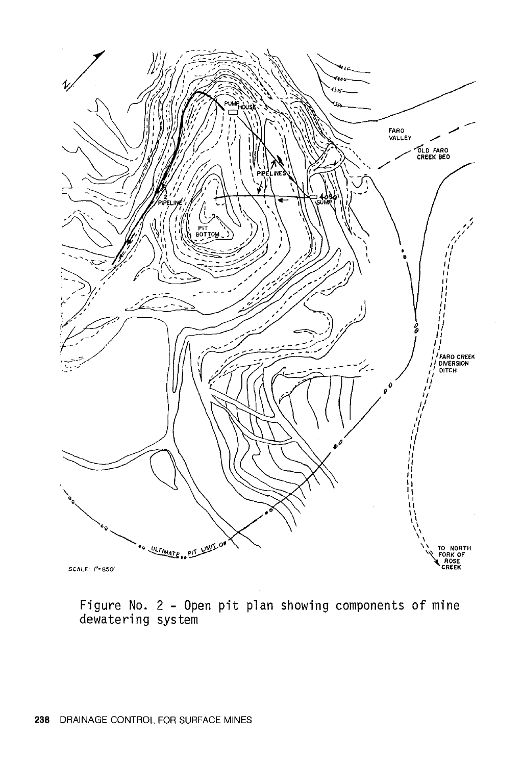Figure No. 2 - Open pit plan showing components of mine dewatering system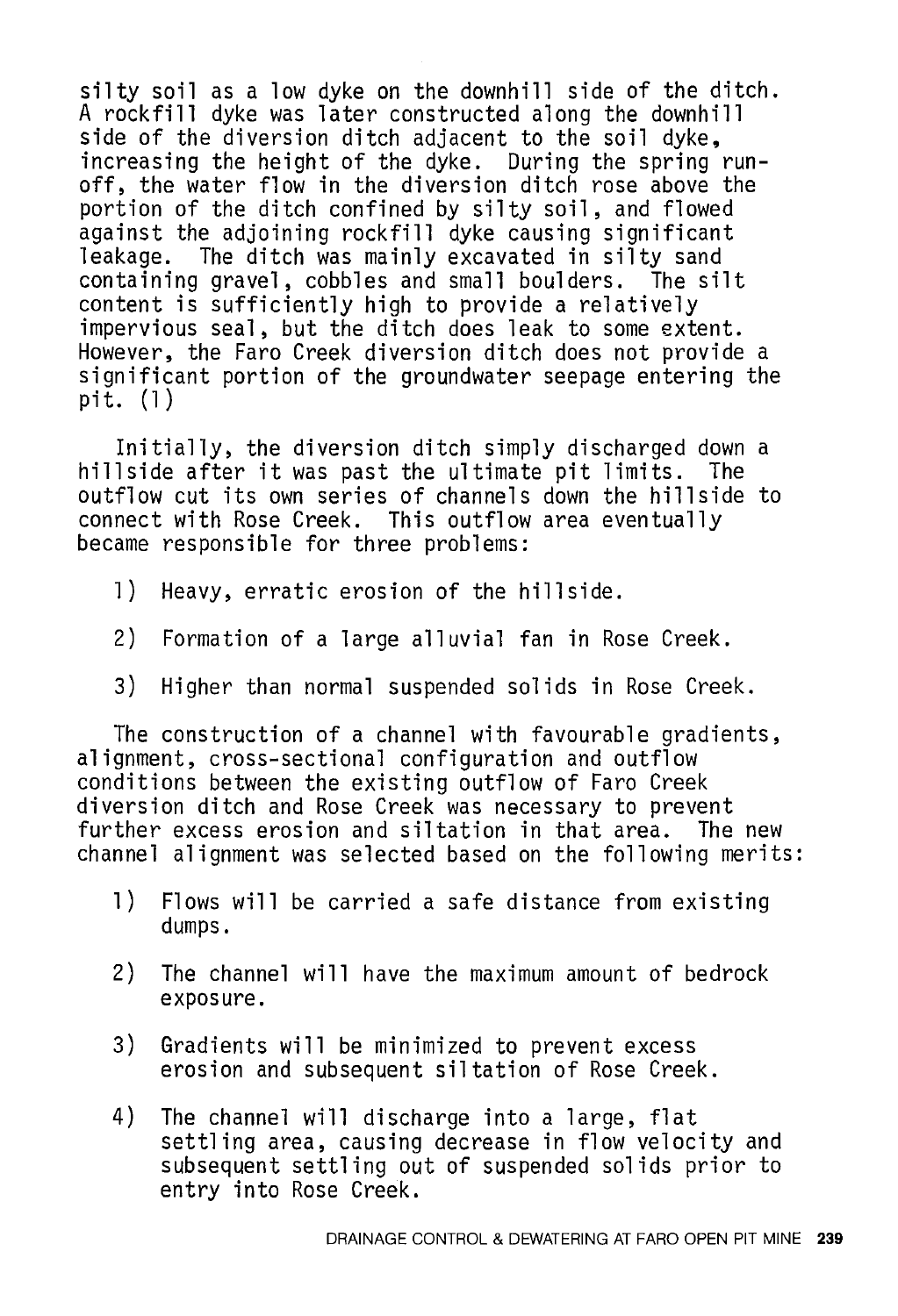silty soil as a low dyke on the downhill side of the ditch. A rockfill dyke was later constructed along the downhill side of the diversion ditch adjacent to the soil dyke, increasing the height of the dyke. During the spring run-off, the water flow in the diversion ditch rose above the portion of the ditch confined by silty soil, and flowed against the adjoining rockfill dyke causing significant leakage. The ditch was mainly excavated in silty sand containing gravel, cobbles and small boulders. The silt content is sufficiently high to provide a relatively impervious seal, but the ditch does leak to some extent. However, the Faro Creek diversion ditch does not provide a significant portion of the groundwater seepage entering the pit. (1)

Initially, the diversion ditch simply discharged down a hillside after it was past the ultimate pit limits. The outflow cut its own series of channels down the hillside to connect with Rose Creek. This outflow area eventually became responsible for three problems:

1) Heavy, erratic erosion of the hillside.
2) Formation of a large alluvial fan in Rose Creek.
3) Higher than normal suspended solids in Rose Creek.

The construction of a channel with favourable gradients, alignment, cross-sectional configuration and outflow conditions between the existing outflow of Faro Creek diversion ditch and Rose Creek was necessary to prevent further excess erosion and siltation in that area. The new channel alignment was selected based on the following merits:

1) Flows will be carried a safe distance from existing dumps.
2) The channel will have the maximum amount of bedrock exposure.
3) Gradients will be minimized to prevent excess erosion and subsequent siltation of Rose Creek.
4) The channel will discharge into a large, flat settling area, causing decrease in flow velocity and subsequent settling out of suspended solids prior to entry into Rose Creek.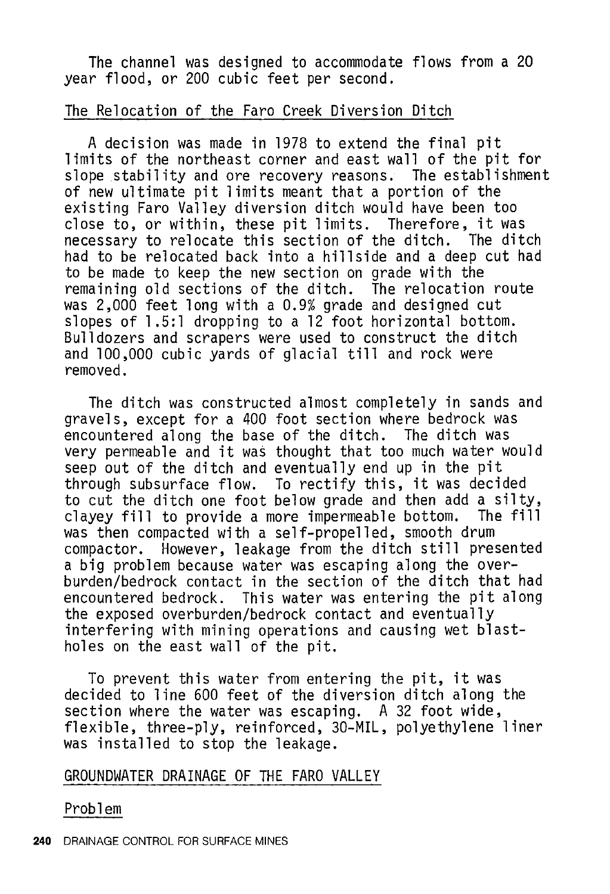The channel was designed to accommodate flows from a 20 year flood, or 200 cubic feet per second.

## The Relocation of the Faro Creek Diversion Ditch

A decision was made in 1978 to extend the final pit limits of the northeast corner and east wall of the pit for slope stability and ore recovery reasons. The establishment of new ultimate pit limits meant that a portion of the existing Faro Valley diversion ditch would have been too close to, or within, these pit limits. Therefore, it was necessary to relocate this section of the ditch. The ditch had to be relocated back into a hillside and a deep cut had to be made to keep the new section on grade with the remaining old sections of the ditch. The relocation route was 2,000 feet long with a 0.9% grade and designed cut slopes of 1.5:1 dropping to a 12 foot horizontal bottom. Bulldozers and scrapers were used to construct the ditch and 100,000 cubic yards of glacial till and rock were removed.

The ditch was constructed almost completely in sands and gravels, except for a 400 foot section where bedrock was encountered along the base of the ditch. The ditch was very permeable and it was thought that too much water would seep out of the ditch and eventually end up in the pit through subsurface flow. To rectify this, it was decided to cut the ditch one foot below grade and then add a silty, clayey fill to provide a more impermeable bottom. The fill was then compacted with a self-propelled, smooth drum compactor. However, leakage from the ditch still presented a big problem because water was escaping along the overburden/bedrock contact in the section of the ditch that had encountered bedrock. This water was entering the pit along the exposed overburden/bedrock contact and eventually interfering with mining operations and causing wet blastholes on the east wall of the pit.

To prevent this water from entering the pit, it was decided to line 600 feet of the diversion ditch along the section where the water was escaping. A 32 foot wide, flexible, three-ply, reinforced, 30-MIL, polyethylene liner was installed to stop the leakage.

# GROUNDWATER DRAINAGE OF THE FARO VALLEY

## Problem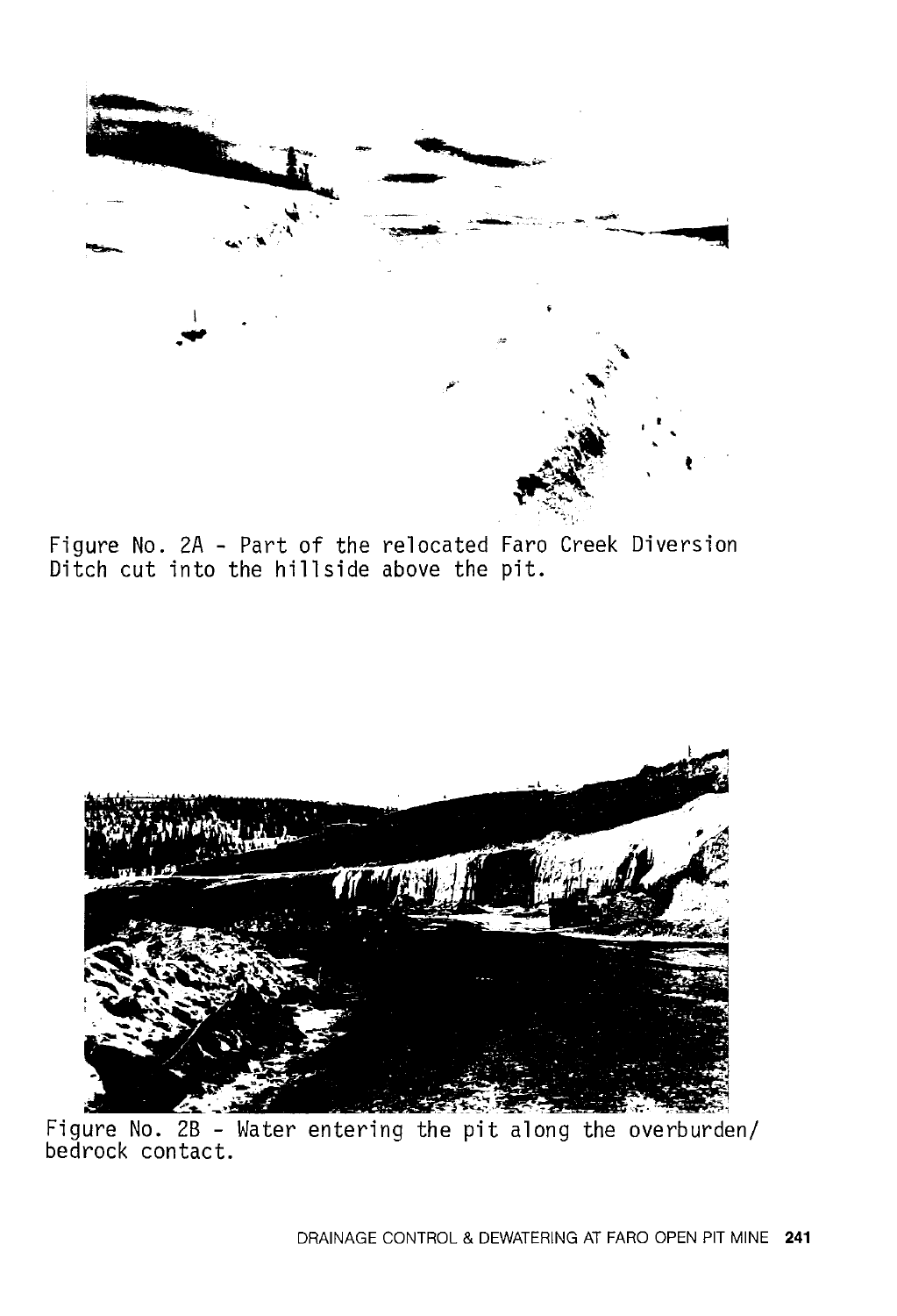Figure No. 2A - Part of the relocated Faro Creek Diversion Ditch cut into the hillside above the pit.

Figure No. 2B - Water entering the pit along the overburden/bedrock contact.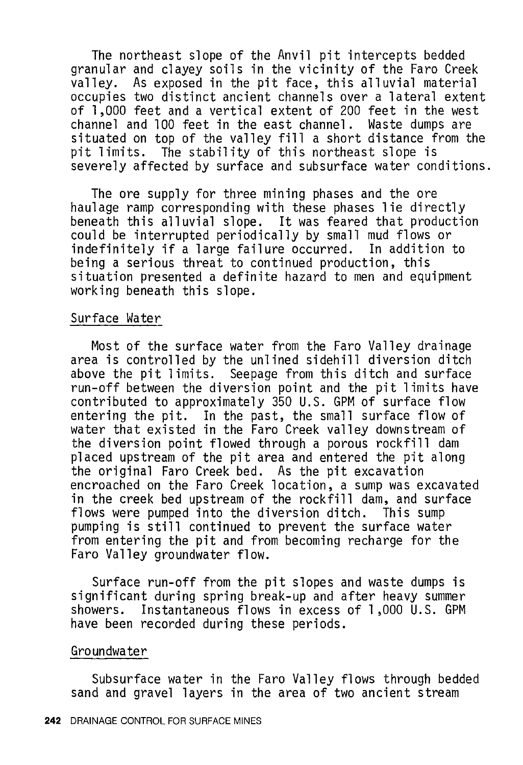The northeast slope of the Anvil pit intercepts bedded granular and clayey soils in the vicinity of the Faro Creek valley. As exposed in the pit face, this alluvial material occupies two distinct ancient channels over a lateral extent of 1,000 feet and a vertical extent of 200 feet in the west channel and 100 feet in the east channel. Waste dumps are situated on top of the valley fill a short distance from the pit limits. The stability of this northeast slope is severely affected by surface and subsurface water conditions.

The ore supply for three mining phases and the ore haulage ramp corresponding with these phases lie directly beneath this alluvial slope. It was feared that production could be interrupted periodically by small mud flows or indefinitely if a large failure occurred. In addition to being a serious threat to continued production, this situation presented a definite hazard to men and equipment working beneath this slope.

## Surface Water

Most of the surface water from the Faro Valley drainage area is controlled by the unlined sidehill diversion ditch above the pit limits. Seepage from this ditch and surface run-off between the diversion point and the pit limits have contributed to approximately 350 U.S. GPM of surface flow entering the pit. In the past, the small surface flow of water that existed in the Faro Creek valley downstream of the diversion point flowed through a porous rockfill dam placed upstream of the pit area and entered the pit along the original Faro Creek bed. As the pit excavation encroached on the Faro Creek location, a sump was excavated in the creek bed upstream of the rockfill dam, and surface flows were pumped into the diversion ditch. This sump pumping is still continued to prevent the surface water from entering the pit and from becoming recharge for the Faro Valley groundwater flow.

Surface run-off from the pit slopes and waste dumps is significant during spring break-up and after heavy summer showers. Instantaneous flows in excess of 1,000 U.S. GPM have been recorded during these periods.

## Groundwater

Subsurface water in the Faro Valley flows through bedded sand and gravel layers in the area of two ancient stream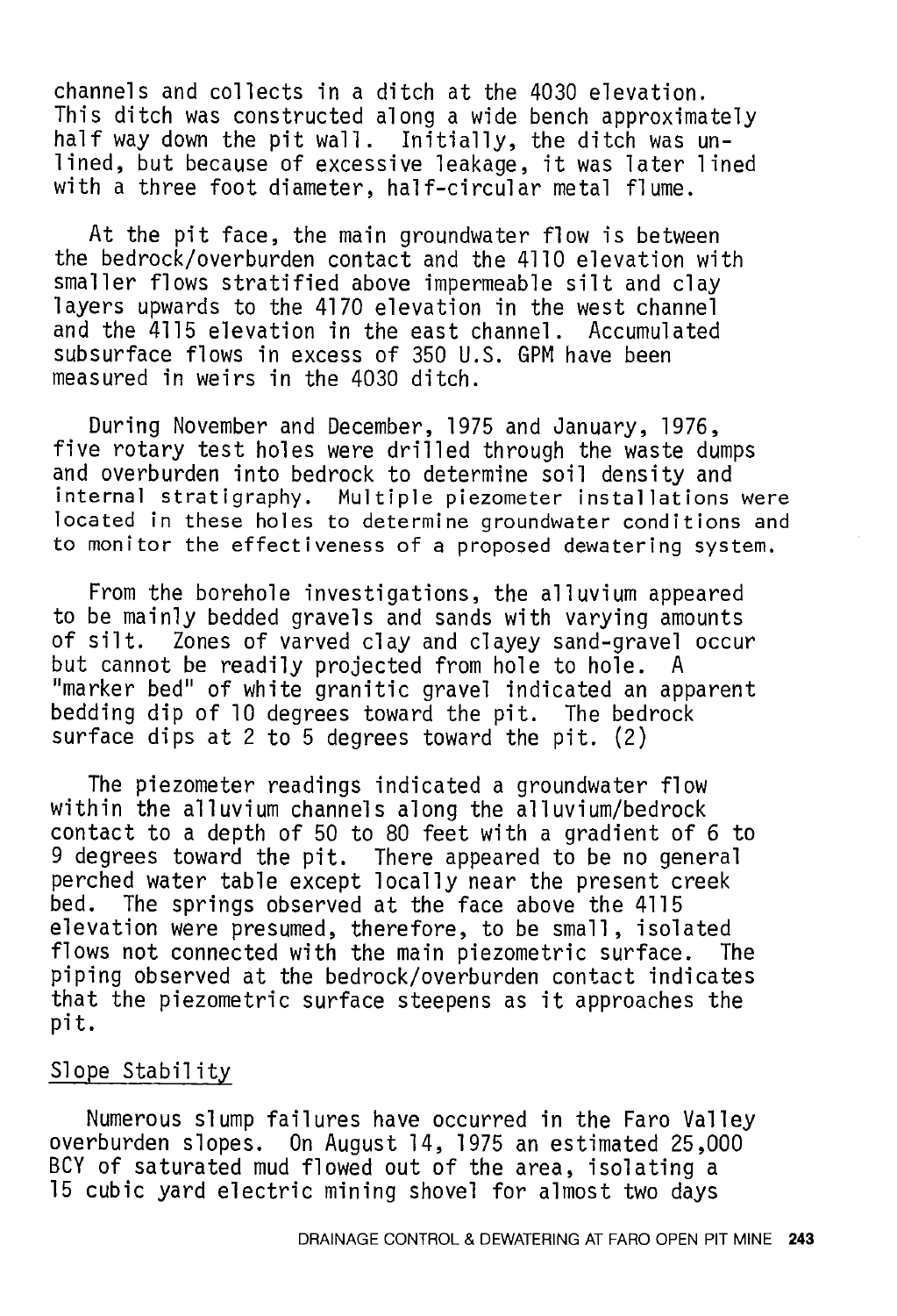channels and collects in a ditch at the 4030 elevation. This ditch was constructed along a wide bench approximately half way down the pit wall. Initially, the ditch was unlined, but because of excessive leakage, it was later lined with a three foot diameter, half-circular metal flume.

At the pit face, the main groundwater flow is between the bedrock/overburden contact and the 4110 elevation with smaller flows stratified above impermeable silt and clay layers upwards to the 4170 elevation in the west channel and the 4115 elevation in the east channel. Accumulated subsurface flows in excess of 350 U.S. GPM have been measured in weirs in the 4030 ditch.

During November and December, 1975 and January, 1976, five rotary test holes were drilled through the waste dumps and overburden into bedrock to determine soil density and internal stratigraphy. Multiple piezometer installations were located in these holes to determine groundwater conditions and to monitor the effectiveness of a proposed dewatering system.

From the borehole investigations, the alluvium appeared to be mainly bedded gravels and sands with varying amounts of silt. Zones of varved clay and clayey sand-gravel occur but cannot be readily projected from hole to hole. A "marker bed" of white granitic gravel indicated an apparent bedding dip of 10 degrees toward the pit. The bedrock surface dips at 2 to 5 degrees toward the pit. (2)

The piezometer readings indicated a groundwater flow within the alluvium channels along the alluvium/bedrock contact to a depth of 50 to 80 feet with a gradient of 6 to 9 degrees toward the pit. There appeared to be no general perched water table except locally near the present creek bed. The springs observed at the face above the 4115 elevation were presumed, therefore, to be small, isolated flows not connected with the main piezometric surface. The piping observed at the bedrock/overburden contact indicates that the piezometric surface steepens as it approaches the pit.

## Slope Stability

Numerous slump failures have occurred in the Faro Valley overburden slopes. On August 14, 1975 an estimated 25,000 BCY of saturated mud flowed out of the area, isolating a 15 cubic yard electric mining shovel for almost two days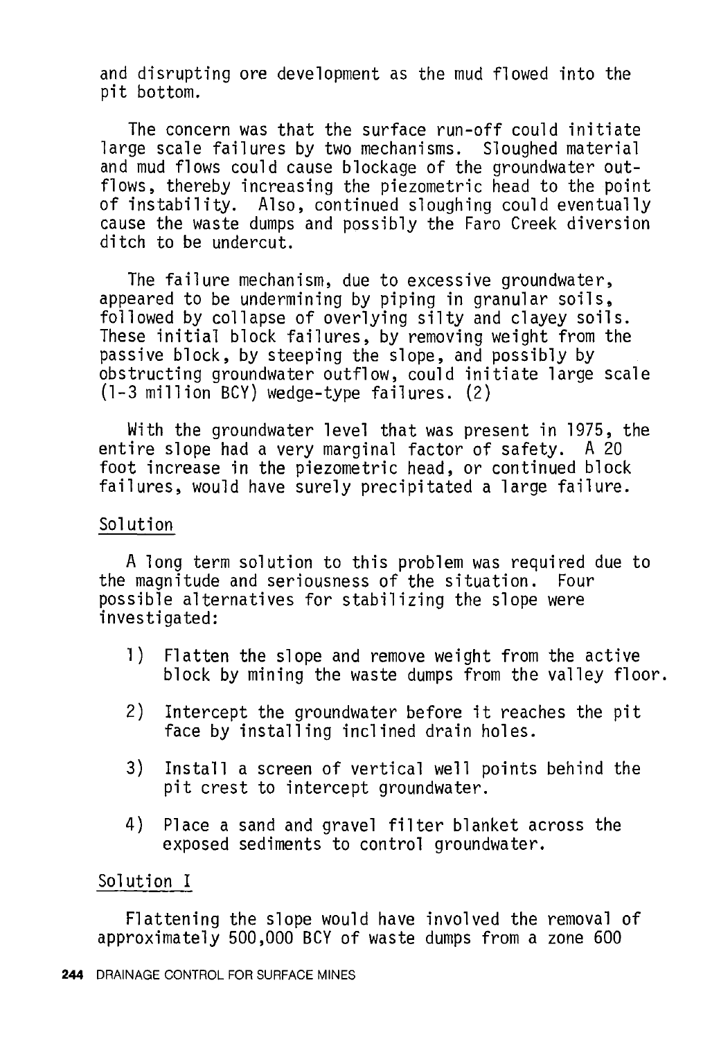and disrupting ore development as the mud flowed into the pit bottom.

The concern was that the surface run-off could initiate large scale failures by two mechanisms. Sloughed material and mud flows could cause blockage of the groundwater outflows, thereby increasing the piezometric head to the point of instability. Also, continued sloughing could eventually cause the waste dumps and possibly the Faro Creek diversion ditch to be undercut.

The failure mechanism, due to excessive groundwater, appeared to be undermining by piping in granular soils, followed by collapse of overlying silty and clayey soils. These initial block failures, by removing weight from the passive block, by steeping the slope, and possibly by obstructing groundwater outflow, could initiate large scale (1-3 million BCY) wedge-type failures. (2)

With the groundwater level that was present in 1975, the entire slope had a very marginal factor of safety. A 20 foot increase in the piezometric head, or continued block failures, would have surely precipitated a large failure.

## Solution

A long term solution to this problem was required due to the magnitude and seriousness of the situation. Four possible alternatives for stabilizing the slope were investigated:

1) Flatten the slope and remove weight from the active block by mining the waste dumps from the valley floor.

2) Intercept the groundwater before it reaches the pit face by installing inclined drain holes.

3) Install a screen of vertical well points behind the pit crest to intercept groundwater.

4) Place a sand and gravel filter blanket across the exposed sediments to control groundwater.

## Solution I

Flattening the slope would have involved the removal of approximately 500,000 BCY of waste dumps from a zone 600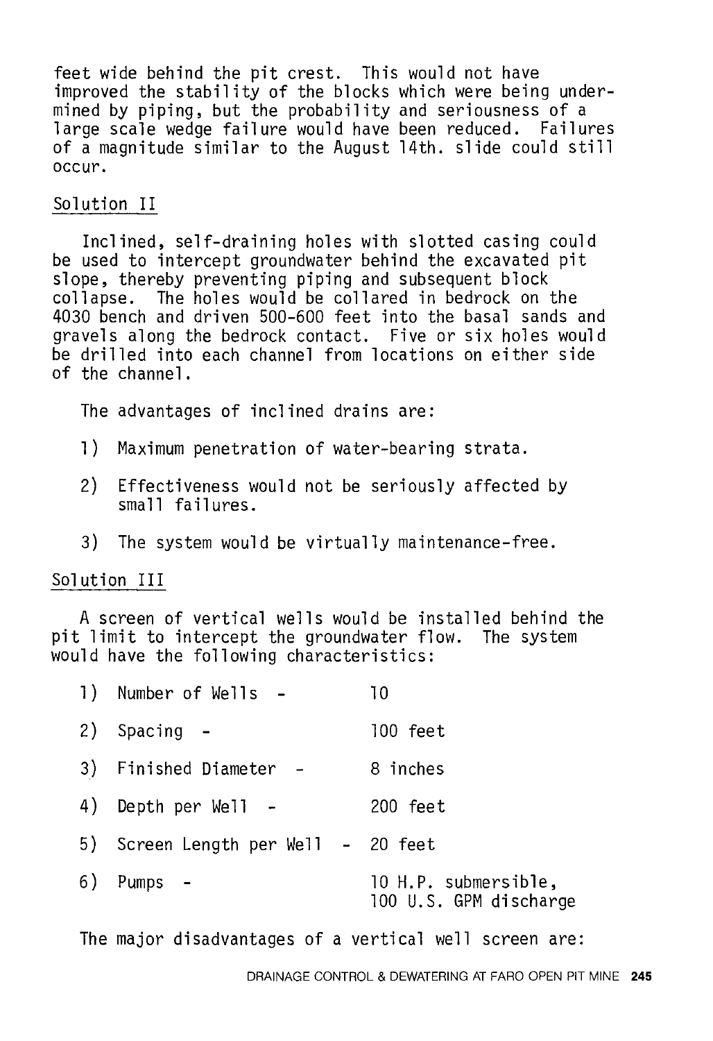feet wide behind the pit crest. This would not have improved the stability of the blocks which were being undermined by piping, but the probability and seriousness of a large scale wedge failure would have been reduced. Failures of a magnitude similar to the August 14th. slide could still occur.

## Solution II

Inclined, self-draining holes with slotted casing could be used to intercept groundwater behind the excavated pit slope, thereby preventing piping and subsequent block collapse. The holes would be collared in bedrock on the 4030 bench and driven 500-600 feet into the basal sands and gravels along the bedrock contact. Five or six holes would be drilled into each channel from locations on either side of the channel.

The advantages of inclined drains are:

1) Maximum penetration of water-bearing strata.

2) Effectiveness would not be seriously affected by small failures.

3) The system would be virtually maintenance-free.

## Solution III

A screen of vertical wells would be installed behind the pit limit to intercept the groundwater flow. The system would have the following characteristics:

1) Number of Wells - 10

2) Spacing - 100 feet

3) Finished Diameter - 8 inches

4) Depth per Well - 200 feet

5) Screen Length per Well - 20 feet

6) Pumps - 10 H.P. submersible, 100 U.S. GPM discharge

The major disadvantages of a vertical well screen are: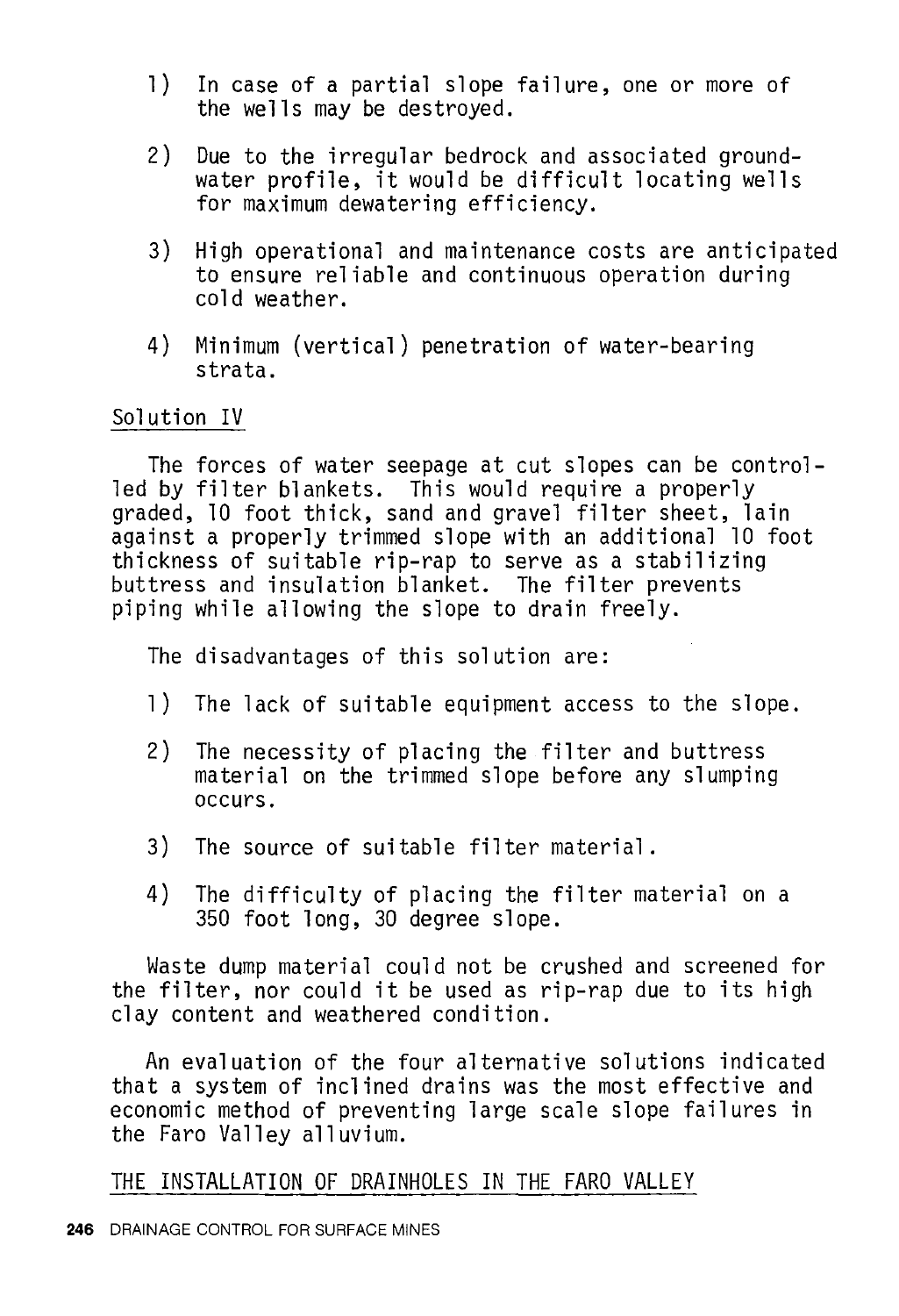1) In case of a partial slope failure, one or more of the wells may be destroyed.

2) Due to the irregular bedrock and associated groundwater profile, it would be difficult locating wells for maximum dewatering efficiency.

3) High operational and maintenance costs are anticipated to ensure reliable and continuous operation during cold weather.

4) Minimum (vertical) penetration of water-bearing strata.

Solution IV

The forces of water seepage at cut slopes can be controlled by filter blankets. This would require a properly graded, 10 foot thick, sand and gravel filter sheet, lain against a properly trimmed slope with an additional 10 foot thickness of suitable rip-rap to serve as a stabilizing buttress and insulation blanket. The filter prevents piping while allowing the slope to drain freely.

The disadvantages of this solution are:

1) The lack of suitable equipment access to the slope.

2) The necessity of placing the filter and buttress material on the trimmed slope before any slumping occurs.

3) The source of suitable filter material.

4) The difficulty of placing the filter material on a 350 foot long, 30 degree slope.

Waste dump material could not be crushed and screened for the filter, nor could it be used as rip-rap due to its high clay content and weathered condition.

An evaluation of the four alternative solutions indicated that a system of inclined drains was the most effective and economic method of preventing large scale slope failures in the Faro Valley alluvium.

THE INSTALLATION OF DRAINHOLES IN THE FARO VALLEY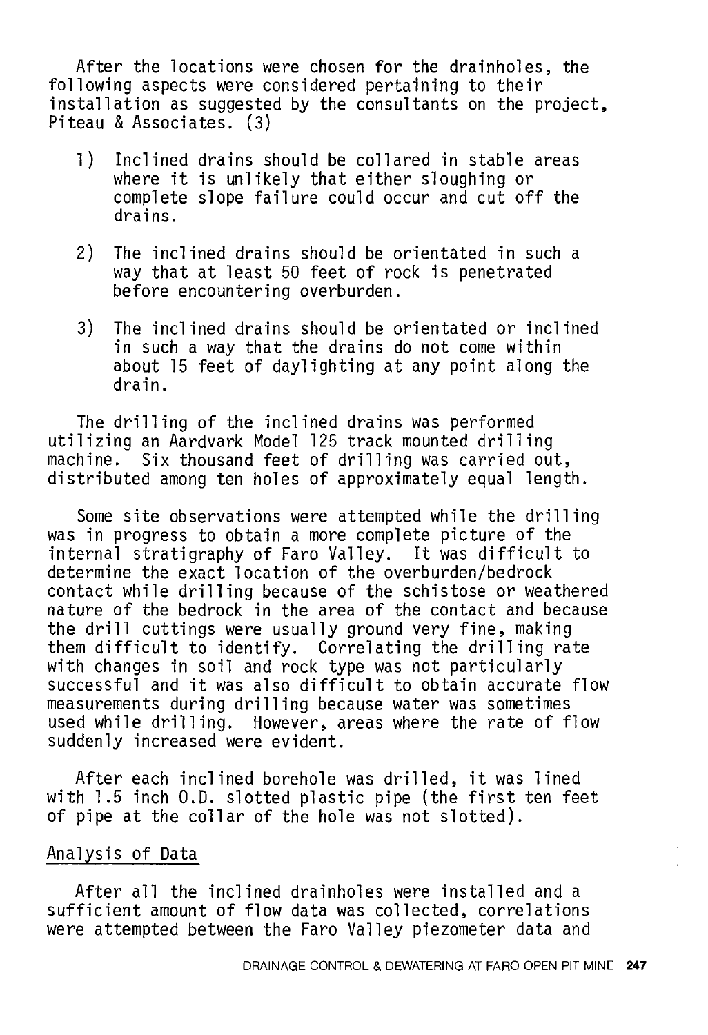After the locations were chosen for the drainholes, the following aspects were considered pertaining to their installation as suggested by the consultants on the project, Piteau & Associates. (3)

1) Inclined drains should be collared in stable areas where it is unlikely that either sloughing or complete slope failure could occur and cut off the drains.

2) The inclined drains should be orientated in such a way that at least 50 feet of rock is penetrated before encountering overburden.

3) The inclined drains should be orientated or inclined in such a way that the drains do not come within about 15 feet of daylighting at any point along the drain.

The drilling of the inclined drains was performed utilizing an Aardvark Model 125 track mounted drilling machine. Six thousand feet of drilling was carried out, distributed among ten holes of approximately equal length.

Some site observations were attempted while the drilling was in progress to obtain a more complete picture of the internal stratigraphy of Faro Valley. It was difficult to determine the exact location of the overburden/bedrock contact while drilling because of the schistose or weathered nature of the bedrock in the area of the contact and because the drill cuttings were usually ground very fine, making them difficult to identify. Correlating the drilling rate with changes in soil and rock type was not particularly successful and it was also difficult to obtain accurate flow measurements during drilling because water was sometimes used while drilling. However, areas where the rate of flow suddenly increased were evident.

After each inclined borehole was drilled, it was lined with 1.5 inch O.D. slotted plastic pipe (the first ten feet of pipe at the collar of the hole was not slotted).

## Analysis of Data

After all the inclined drainholes were installed and a sufficient amount of flow data was collected, correlations were attempted between the Faro Valley piezometer data and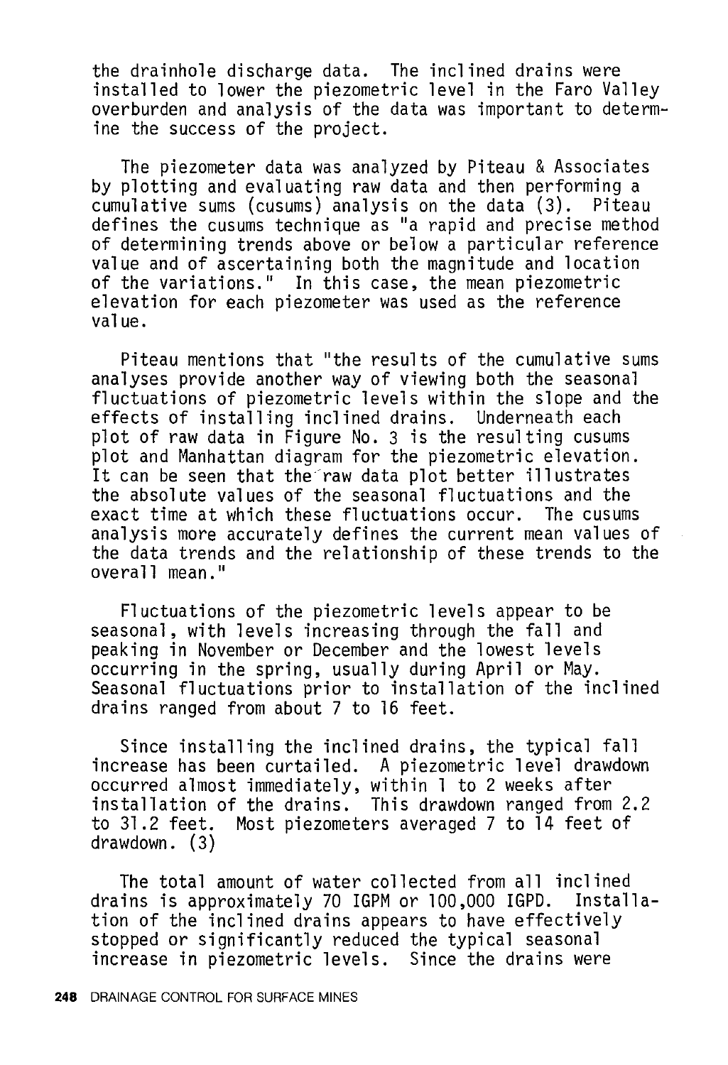the drainhole discharge data. The inclined drains were installed to lower the piezometric level in the Faro Valley overburden and analysis of the data was important to determine the success of the project.

The piezometer data was analyzed by Piteau & Associates by plotting and evaluating raw data and then performing a cumulative sums (cusums) analysis on the data (3). Piteau defines the cusums technique as "a rapid and precise method of determining trends above or below a particular reference value and of ascertaining both the magnitude and location of the variations." In this case, the mean piezometric elevation for each piezometer was used as the reference value.

Piteau mentions that "the results of the cumulative sums analyses provide another way of viewing both the seasonal fluctuations of piezometric levels within the slope and the effects of installing inclined drains. Underneath each plot of raw data in Figure No. 3 is the resulting cusums plot and Manhattan diagram for the piezometric elevation. It can be seen that the raw data plot better illustrates the absolute values of the seasonal fluctuations and the exact time at which these fluctuations occur. The cusums analysis more accurately defines the current mean values of the data trends and the relationship of these trends to the overall mean."

Fluctuations of the piezometric levels appear to be seasonal, with levels increasing through the fall and peaking in November or December and the lowest levels occurring in the spring, usually during April or May. Seasonal fluctuations prior to installation of the inclined drains ranged from about 7 to 16 feet.

Since installing the inclined drains, the typical fall increase has been curtailed. A piezometric level drawdown occurred almost immediately, within 1 to 2 weeks after installation of the drains. This drawdown ranged from 2.2 to 31.2 feet. Most piezometers averaged 7 to 14 feet of drawdown. (3)

The total amount of water collected from all inclined drains is approximately 70 IGPM or 100,000 IGPD. Installation of the inclined drains appears to have effectively stopped or significantly reduced the typical seasonal increase in piezometric levels. Since the drains were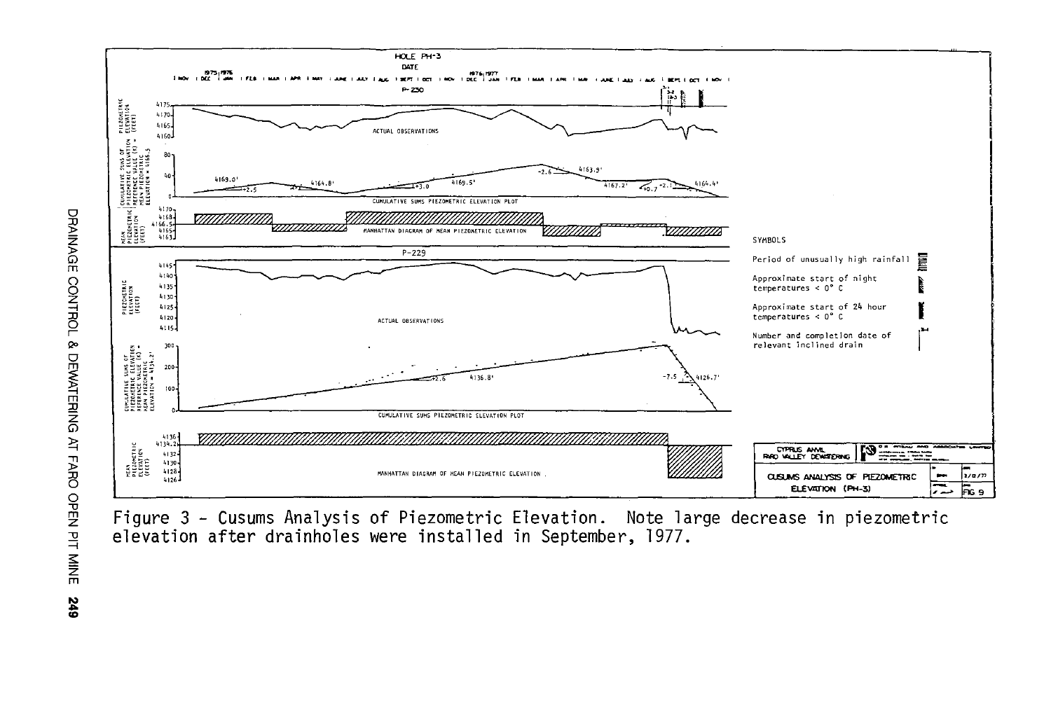Figure 3 - Cusums Analysis of Piezometric Elevation. Note large decrease in piezometric elevation after drainholes were installed in September, 1977.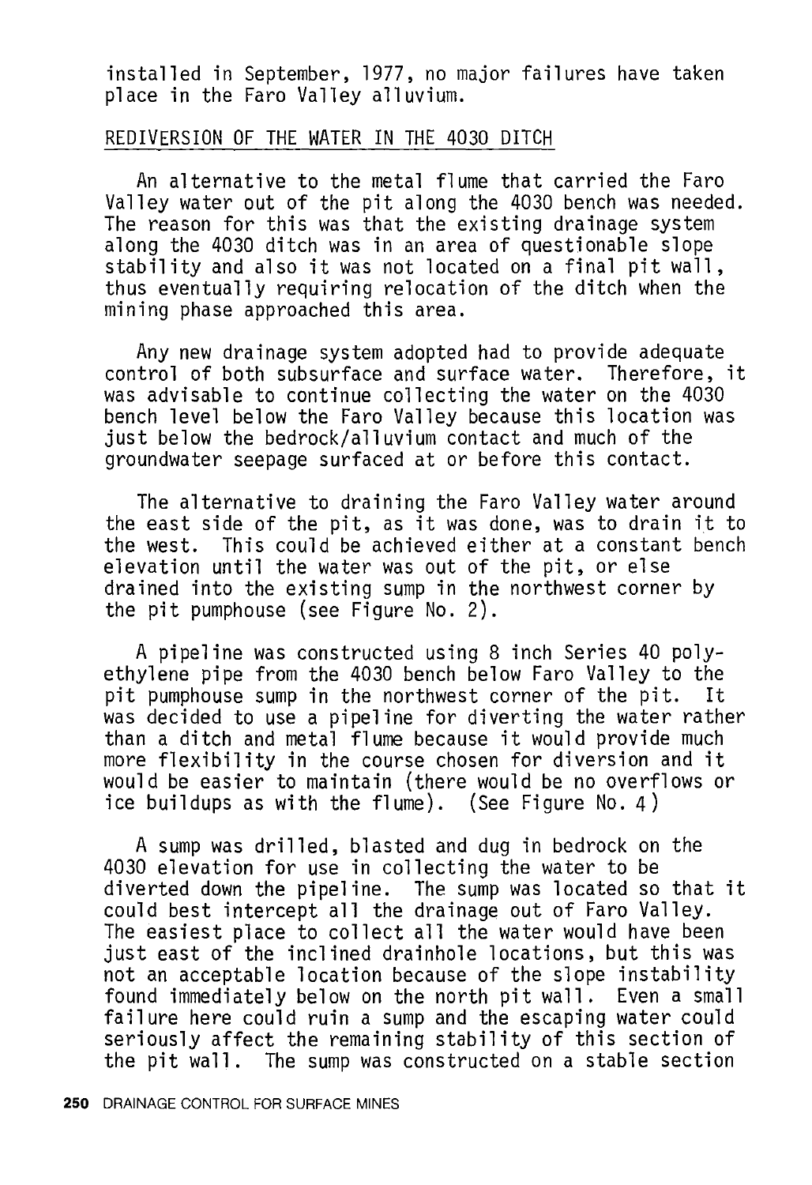installed in September, 1977, no major failures have taken place in the Faro Valley alluvium.

## REDIVERSION OF THE WATER IN THE 4030 DITCH

An alternative to the metal flume that carried the Faro Valley water out of the pit along the 4030 bench was needed. The reason for this was that the existing drainage system along the 4030 ditch was in an area of questionable slope stability and also it was not located on a final pit wall, thus eventually requiring relocation of the ditch when the mining phase approached this area.

Any new drainage system adopted had to provide adequate control of both subsurface and surface water. Therefore, it was advisable to continue collecting the water on the 4030 bench level below the Faro Valley because this location was just below the bedrock/alluvium contact and much of the groundwater seepage surfaced at or before this contact.

The alternative to draining the Faro Valley water around the east side of the pit, as it was done, was to drain it to the west. This could be achieved either at a constant bench elevation until the water was out of the pit, or else drained into the existing sump in the northwest corner by the pit pumphouse (see Figure No. 2).

A pipeline was constructed using 8 inch Series 40 polyethylene pipe from the 4030 bench below Faro Valley to the pit pumphouse sump in the northwest corner of the pit. It was decided to use a pipeline for diverting the water rather than a ditch and metal flume because it would provide much more flexibility in the course chosen for diversion and it would be easier to maintain (there would be no overflows or ice buildups as with the flume). (See Figure No. 4)

A sump was drilled, blasted and dug in bedrock on the 4030 elevation for use in collecting the water to be diverted down the pipeline. The sump was located so that it could best intercept all the drainage out of Faro Valley. The easiest place to collect all the water would have been just east of the inclined drainhole locations, but this was not an acceptable location because of the slope instability found immediately below on the north pit wall. Even a small failure here could ruin a sump and the escaping water could seriously affect the remaining stability of this section of the pit wall. The sump was constructed on a stable section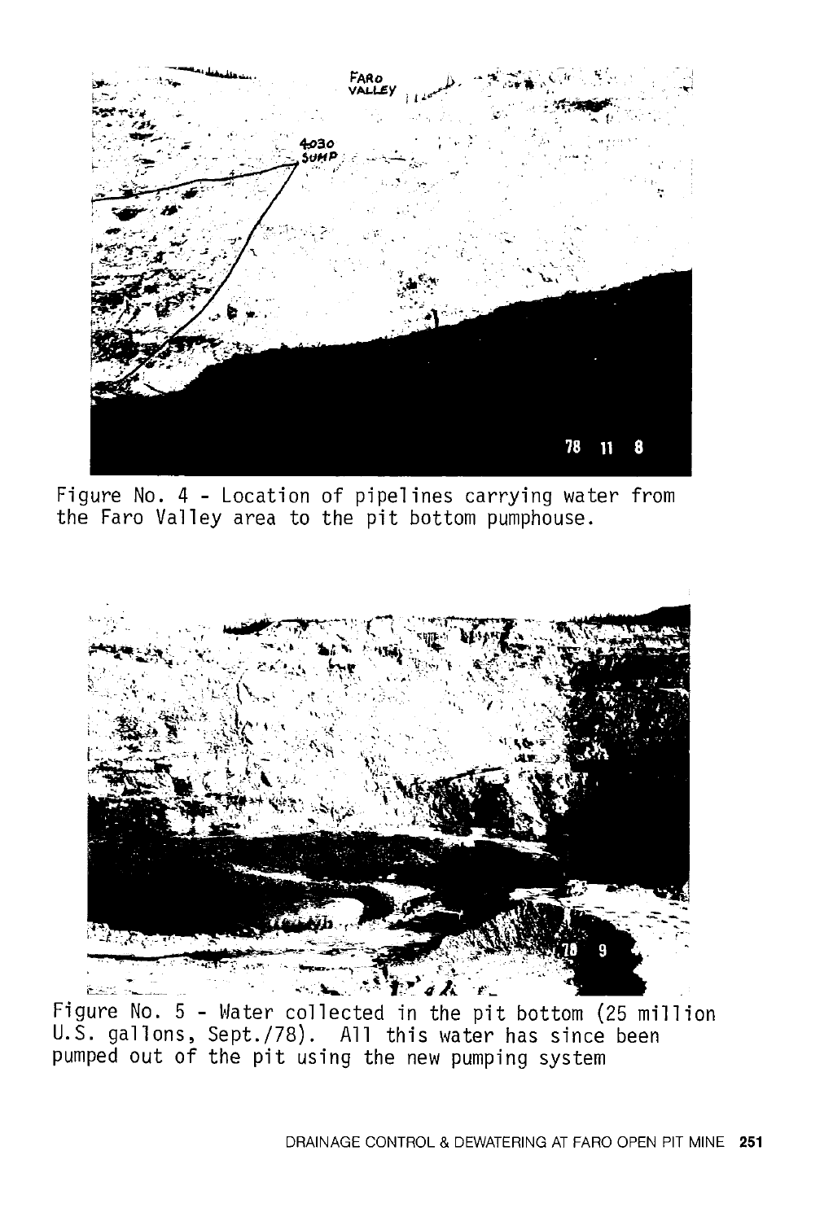Figure No. 4 - Location of pipelines carrying water from the Faro Valley area to the pit bottom pumphouse.

Figure No. 5 - Water collected in the pit bottom (25 million U.S. gallons, Sept./78). All this water has since been pumped out of the pit using the new pumping system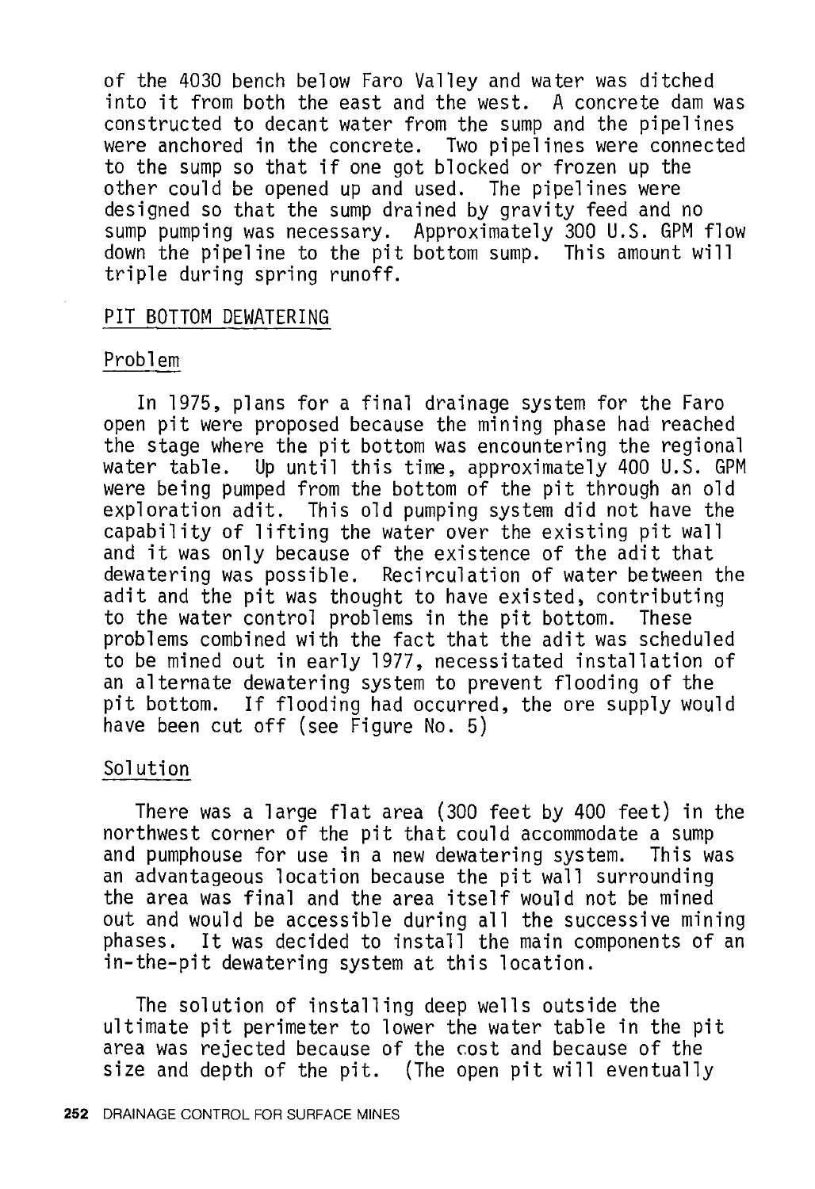of the 4030 bench below Faro Valley and water was ditched into it from both the east and the west. A concrete dam was constructed to decant water from the sump and the pipelines were anchored in the concrete. Two pipelines were connected to the sump so that if one got blocked or frozen up the other could be opened up and used. The pipelines were designed so that the sump drained by gravity feed and no sump pumping was necessary. Approximately 300 U.S. GPM flow down the pipeline to the pit bottom sump. This amount will triple during spring runoff.

## PIT BOTTOM DEWATERING

### Problem

In 1975, plans for a final drainage system for the Faro open pit were proposed because the mining phase had reached the stage where the pit bottom was encountering the regional water table. Up until this time, approximately 400 U.S. GPM were being pumped from the bottom of the pit through an old exploration adit. This old pumping system did not have the capability of lifting the water over the existing pit wall and it was only because of the existence of the adit that dewatering was possible. Recirculation of water between the adit and the pit was thought to have existed, contributing to the water control problems in the pit bottom. These problems combined with the fact that the adit was scheduled to be mined out in early 1977, necessitated installation of an alternate dewatering system to prevent flooding of the pit bottom. If flooding had occurred, the ore supply would have been cut off (see Figure No. 5)

### Solution

There was a large flat area (300 feet by 400 feet) in the northwest corner of the pit that could accommodate a sump and pumphouse for use in a new dewatering system. This was an advantageous location because the pit wall surrounding the area was final and the area itself would not be mined out and would be accessible during all the successive mining phases. It was decided to install the main components of an in-the-pit dewatering system at this location.

The solution of installing deep wells outside the ultimate pit perimeter to lower the water table in the pit area was rejected because of the cost and because of the size and depth of the pit. (The open pit will eventually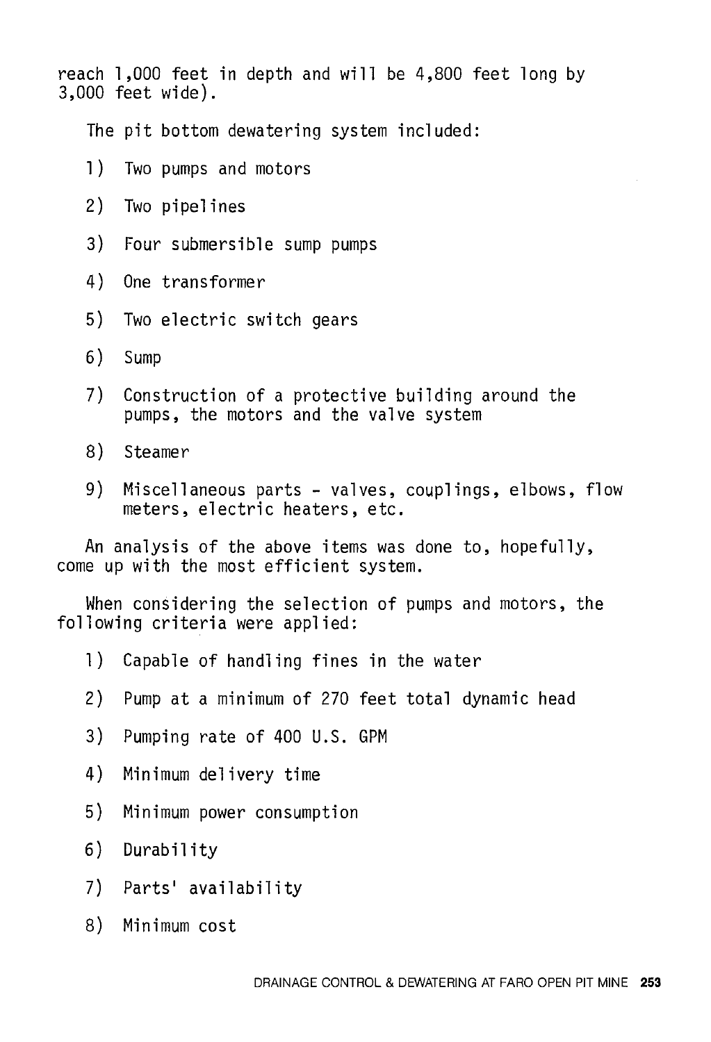reach 1,000 feet in depth and will be 4,800 feet long by 3,000 feet wide).

The pit bottom dewatering system included:

1) Two pumps and motors

2) Two pipelines

3) Four submersible sump pumps

4) One transformer

5) Two electric switch gears

6) Sump

7) Construction of a protective building around the pumps, the motors and the valve system

8) Steamer

9) Miscellaneous parts - valves, couplings, elbows, flow meters, electric heaters, etc.

An analysis of the above items was done to, hopefully, come up with the most efficient system.

When considering the selection of pumps and motors, the following criteria were applied:

1) Capable of handling fines in the water

2) Pump at a minimum of 270 feet total dynamic head

3) Pumping rate of 400 U.S. GPM

4) Minimum delivery time

5) Minimum power consumption

6) Durability

7) Parts' availability

8) Minimum cost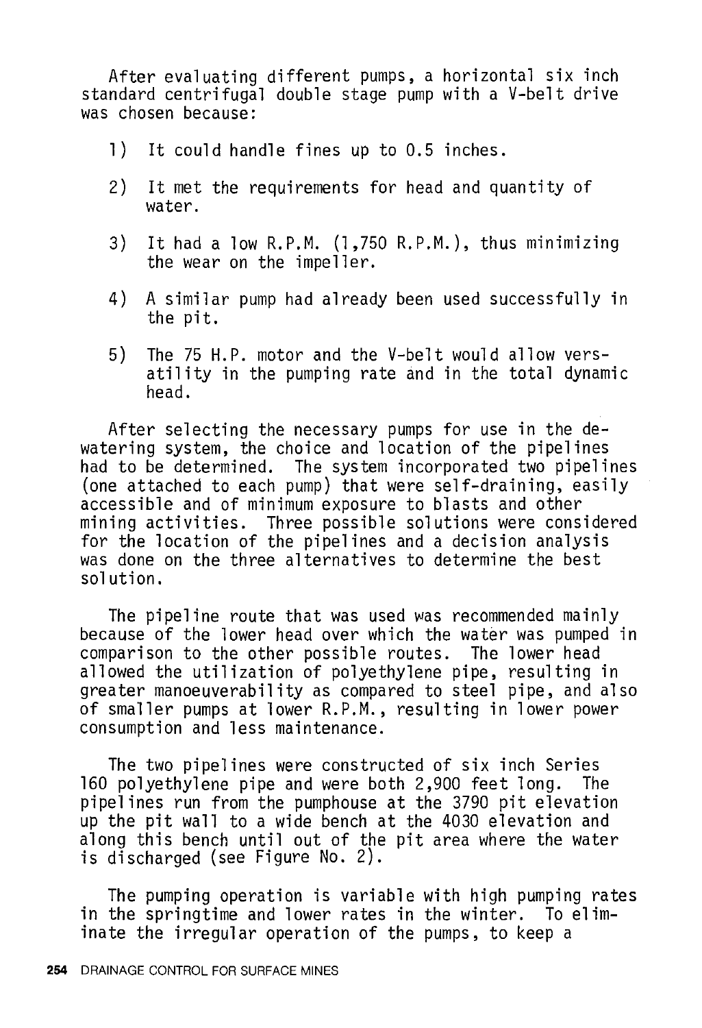After evaluating different pumps, a horizontal six inch standard centrifugal double stage pump with a V-belt drive was chosen because:

1) It could handle fines up to 0.5 inches.

2) It met the requirements for head and quantity of water.

3) It had a low R.P.M. (1,750 R.P.M.), thus minimizing the wear on the impeller.

4) A similar pump had already been used successfully in the pit.

5) The 75 H.P. motor and the V-belt would allow versatility in the pumping rate and in the total dynamic head.

After selecting the necessary pumps for use in the dewatering system, the choice and location of the pipelines had to be determined. The system incorporated two pipelines (one attached to each pump) that were self-draining, easily accessible and of minimum exposure to blasts and other mining activities. Three possible solutions were considered for the location of the pipelines and a decision analysis was done on the three alternatives to determine the best solution.

The pipeline route that was used was recommended mainly because of the lower head over which the water was pumped in comparison to the other possible routes. The lower head allowed the utilization of polyethylene pipe, resulting in greater manoeuverability as compared to steel pipe, and also of smaller pumps at lower R.P.M., resulting in lower power consumption and less maintenance.

The two pipelines were constructed of six inch Series 160 polyethylene pipe and were both 2,900 feet long. The pipelines run from the pumphouse at the 3790 pit elevation up the pit wall to a wide bench at the 4030 elevation and along this bench until out of the pit area where the water is discharged (see Figure No. 2).

The pumping operation is variable with high pumping rates in the springtime and lower rates in the winter. To eliminate the irregular operation of the pumps, to keep a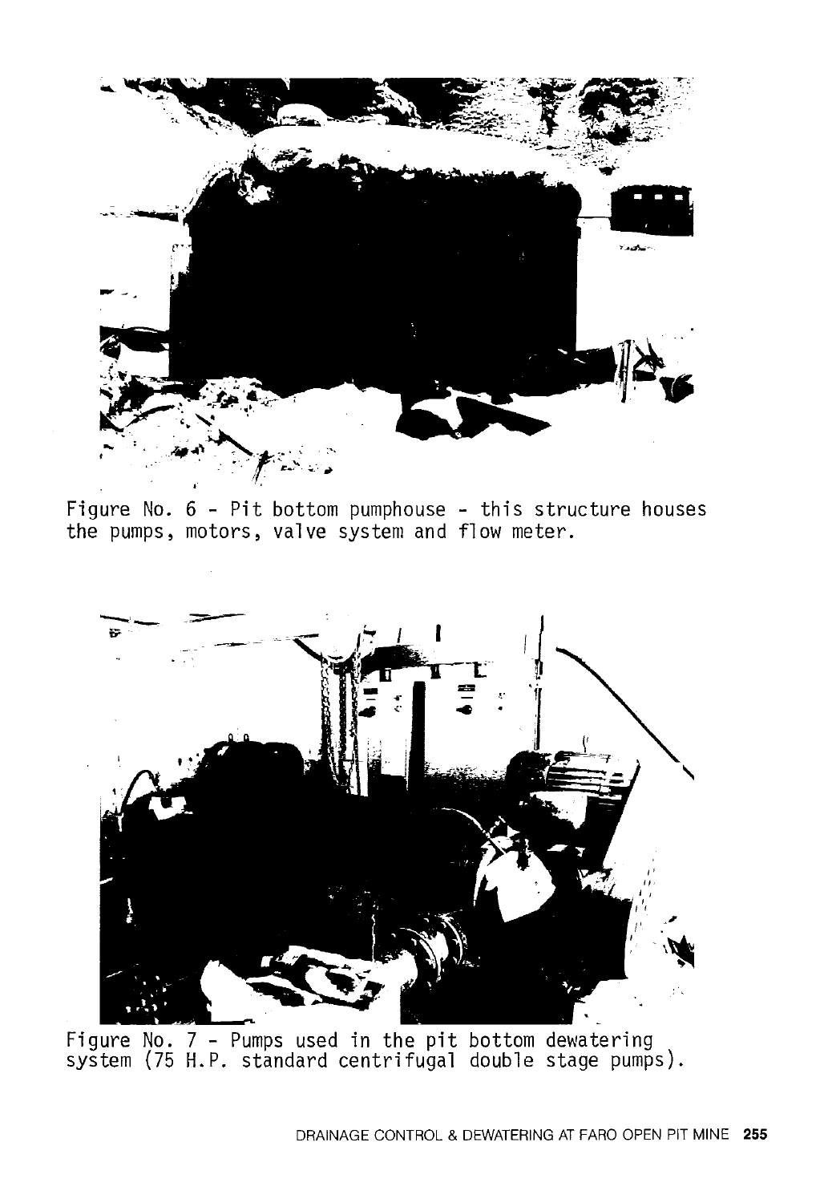Figure No. 6 - Pit bottom pumphouse - this structure houses the pumps, motors, valve system and flow meter.

Figure No. 7 - Pumps used in the pit bottom dewatering system (75 H.P. standard centrifugal double stage pumps).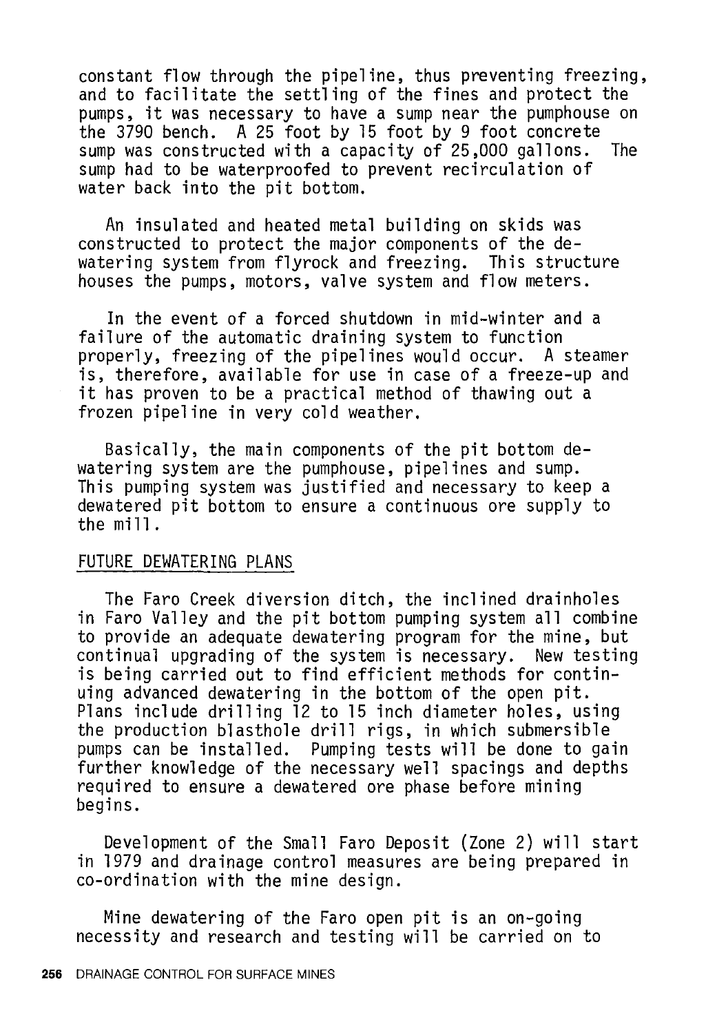constant flow through the pipeline, thus preventing freezing, and to facilitate the settling of the fines and protect the pumps, it was necessary to have a sump near the pumphouse on the 3790 bench. A 25 foot by 15 foot by 9 foot concrete sump was constructed with a capacity of 25,000 gallons. The sump had to be waterproofed to prevent recirculation of water back into the pit bottom.

An insulated and heated metal building on skids was constructed to protect the major components of the dewatering system from flyrock and freezing. This structure houses the pumps, motors, valve system and flow meters.

In the event of a forced shutdown in mid-winter and a failure of the automatic draining system to function properly, freezing of the pipelines would occur. A steamer is, therefore, available for use in case of a freeze-up and it has proven to be a practical method of thawing out a frozen pipeline in very cold weather.

Basically, the main components of the pit bottom dewatering system are the pumphouse, pipelines and sump. This pumping system was justified and necessary to keep a dewatered pit bottom to ensure a continuous ore supply to the mill.

## FUTURE DEWATERING PLANS

The Faro Creek diversion ditch, the inclined drainholes in Faro Valley and the pit bottom pumping system all combine to provide an adequate dewatering program for the mine, but continual upgrading of the system is necessary. New testing is being carried out to find efficient methods for continuing advanced dewatering in the bottom of the open pit. Plans include drilling 12 to 15 inch diameter holes, using the production blasthole drill rigs, in which submersible pumps can be installed. Pumping tests will be done to gain further knowledge of the necessary well spacings and depths required to ensure a dewatered ore phase before mining begins.

Development of the Small Faro Deposit (Zone 2) will start in 1979 and drainage control measures are being prepared in co-ordination with the mine design.

Mine dewatering of the Faro open pit is an on-going necessity and research and testing will be carried on to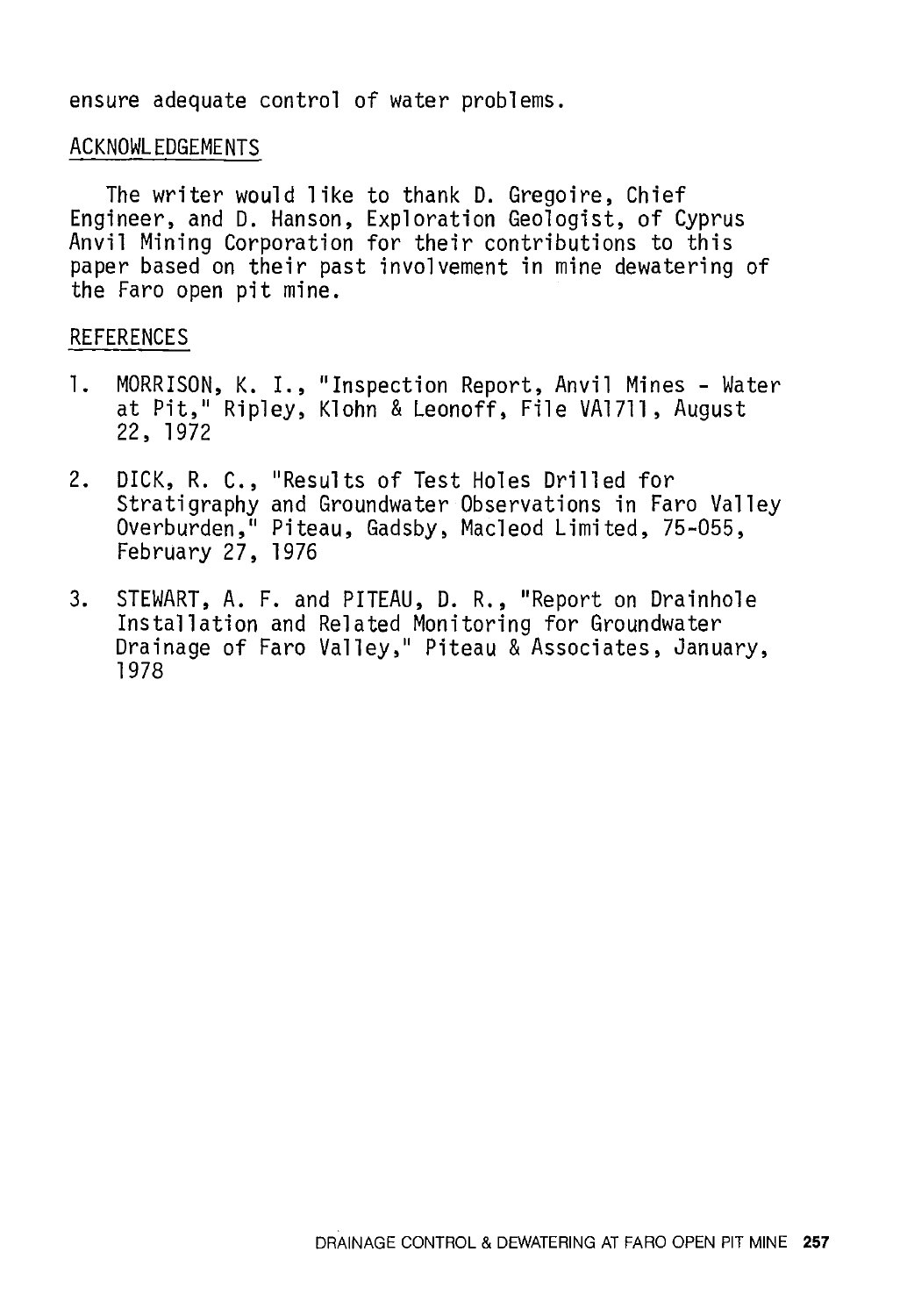ensure adequate control of water problems.

## ACKNOWLEDGEMENTS

The writer would like to thank D. Gregoire, Chief Engineer, and D. Hanson, Exploration Geologist, of Cyprus Anvil Mining Corporation for their contributions to this paper based on their past involvement in mine dewatering of the Faro open pit mine.

## REFERENCES

1. MORRISON, K. I., "Inspection Report, Anvil Mines - Water at Pit," Ripley, Klohn & Leonoff, File VA1711, August 22, 1972

2. DICK, R. C., "Results of Test Holes Drilled for Stratigraphy and Groundwater Observations in Faro Valley Overburden," Piteau, Gadsby, Macleod Limited, 75-055, February 27, 1976

3. STEWART, A. F. and PITEAU, D. R., "Report on Drainhole Installation and Related Monitoring for Groundwater Drainage of Faro Valley," Piteau & Associates, January, 1978